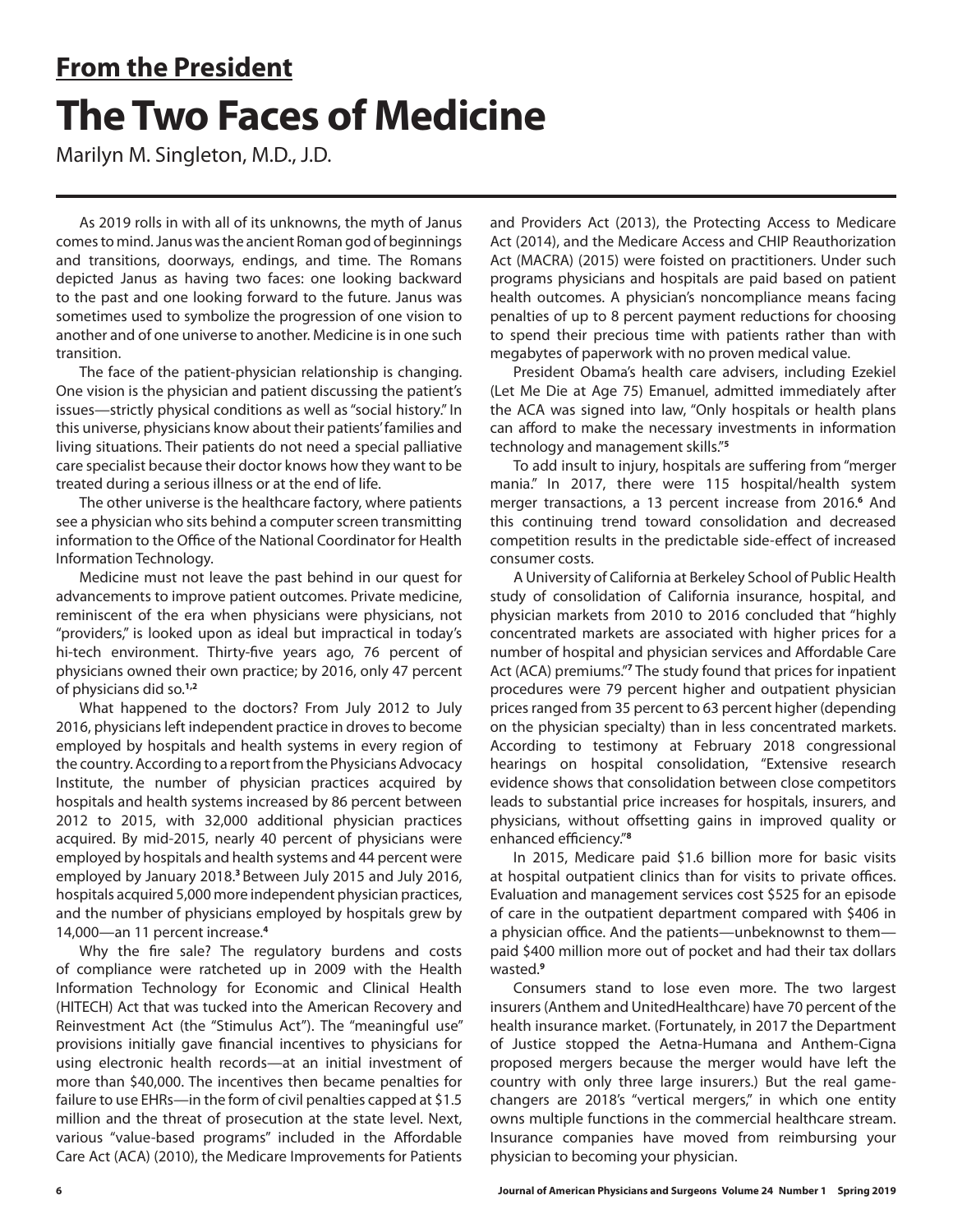## From the President

# The Two Faces of Medicine

Marilyn M. Singleton, M.D., J.D.

As 2019 rolls in with all of its unknowns, the myth of Janus comes to mind. Janus was the ancient Roman god of beginnings and transitions, doorways, endings, and time. The Romans depicted Janus as having two faces: one looking backward to the past and one looking forward to the future. Janus was sometimes used to symbolize the progression of one vision to another and of one universe to another. Medicine is in one such transition.

The face of the patient-physician relationship is changing. One vision is the physician and patient discussing the patient's issues—strictly physical conditions as well as "social history." In this universe, physicians know about their patients' families and living situations. Their patients do not need a special palliative care specialist because their doctor knows how they want to be treated during a serious illness or at the end of life.

The other universe is the healthcare factory, where patients see a physician who sits behind a computer screen transmitting information to the Office of the National Coordinator for Health Information Technology.

Medicine must not leave the past behind in our quest for advancements to improve patient outcomes. Private medicine, reminiscent of the era when physicians were physicians, not "providers," is looked upon as ideal but impractical in today's hi-tech environment. Thirty-five years ago, 76 percent of physicians owned their own practice; by 2016, only 47 percent of physicians did so.[1,2]

What happened to the doctors? From July 2012 to July 2016, physicians left independent practice in droves to become employed by hospitals and health systems in every region of the country. According to a report from the Physicians Advocacy Institute, the number of physician practices acquired by hospitals and health systems increased by 86 percent between 2012 to 2015, with 32,000 additional physician practices acquired. By mid-2015, nearly 40 percent of physicians were employed by hospitals and health systems and 44 percent were employed by January 2018.[3] Between July 2015 and July 2016, hospitals acquired 5,000 more independent physician practices, and the number of physicians employed by hospitals grew by 14,000—an 11 percent increase.[4]

Why the fire sale? The regulatory burdens and costs of compliance were ratcheted up in 2009 with the Health Information Technology for Economic and Clinical Health (HITECH) Act that was tucked into the American Recovery and Reinvestment Act (the "Stimulus Act"). The "meaningful use" provisions initially gave financial incentives to physicians for using electronic health records—at an initial investment of more than $40,000. The incentives then became penalties for failure to use EHRs—in the form of civil penalties capped at $1.5 million and the threat of prosecution at the state level. Next, various "value-based programs" included in the Affordable Care Act (ACA) (2010), the Medicare Improvements for Patients and Providers Act (2013), the Protecting Access to Medicare Act (2014), and the Medicare Access and CHIP Reauthorization Act (MACRA) (2015) were foisted on practitioners. Under such programs physicians and hospitals are paid based on patient health outcomes. A physician's noncompliance means facing penalties of up to 8 percent payment reductions for choosing to spend their precious time with patients rather than with megabytes of paperwork with no proven medical value.

President Obama's health care advisers, including Ezekiel (Let Me Die at Age 75) Emanuel, admitted immediately after the ACA was signed into law, "Only hospitals or health plans can afford to make the necessary investments in information technology and management skills."[5]

To add insult to injury, hospitals are suffering from "merger mania." In 2017, there were 115 hospital/health system merger transactions, a 13 percent increase from 2016.[6] And this continuing trend toward consolidation and decreased competition results in the predictable side-effect of increased consumer costs.

A University of California at Berkeley School of Public Health study of consolidation of California insurance, hospital, and physician markets from 2010 to 2016 concluded that "highly concentrated markets are associated with higher prices for a number of hospital and physician services and Affordable Care Act (ACA) premiums."[7] The study found that prices for inpatient procedures were 79 percent higher and outpatient physician prices ranged from 35 percent to 63 percent higher (depending on the physician specialty) than in less concentrated markets. According to testimony at February 2018 congressional hearings on hospital consolidation, "Extensive research evidence shows that consolidation between close competitors leads to substantial price increases for hospitals, insurers, and physicians, without offsetting gains in improved quality or enhanced efficiency."[8]

In 2015, Medicare paid $1.6 billion more for basic visits at hospital outpatient clinics than for visits to private offices. Evaluation and management services cost $525 for an episode of care in the outpatient department compared with $406 in a physician office. And the patients—unbeknownst to them—paid $400 million more out of pocket and had their tax dollars wasted.[9]

Consumers stand to lose even more. The two largest insurers (Anthem and UnitedHealthcare) have 70 percent of the health insurance market. (Fortunately, in 2017 the Department of Justice stopped the Aetna-Humana and Anthem-Cigna proposed mergers because the merger would have left the country with only three large insurers.) But the real game-changers are 2018's "vertical mergers," in which one entity owns multiple functions in the commercial healthcare stream. Insurance companies have moved from reimbursing your physician to becoming your physician.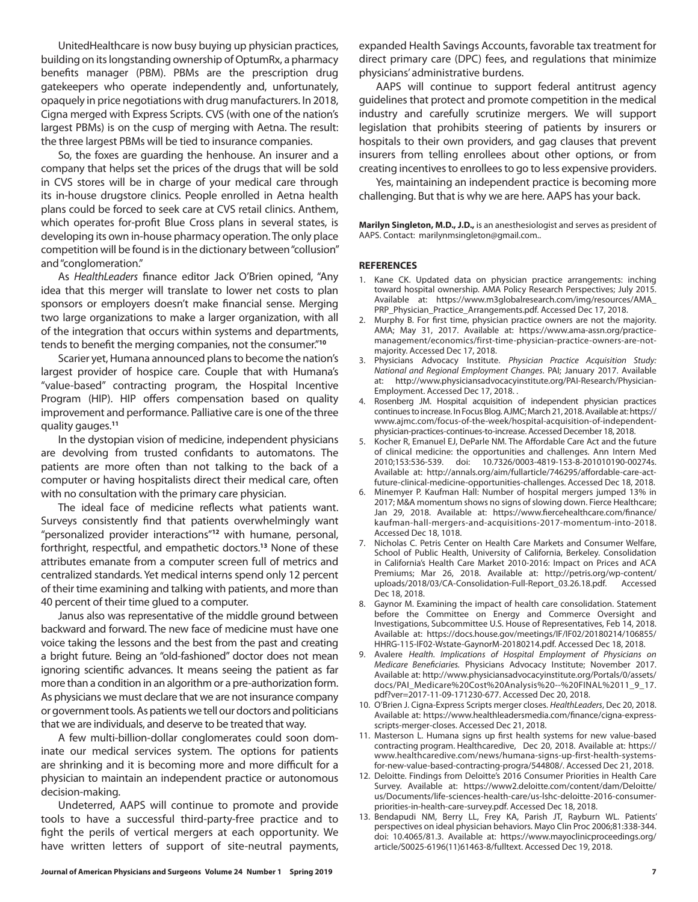UnitedHealthcare is now busy buying up physician practices, building on its longstanding ownership of OptumRx, a pharmacy benefits manager (PBM). PBMs are the prescription drug gatekeepers who operate independently and, unfortunately, opaquely in price negotiations with drug manufacturers. In 2018, Cigna merged with Express Scripts. CVS (with one of the nation's largest PBMs) is on the cusp of merging with Aetna. The result: the three largest PBMs will be tied to insurance companies.

So, the foxes are guarding the henhouse. An insurer and a company that helps set the prices of the drugs that will be sold in CVS stores will be in charge of your medical care through its in-house drugstore clinics. People enrolled in Aetna health plans could be forced to seek care at CVS retail clinics. Anthem, which operates for-profit Blue Cross plans in several states, is developing its own in-house pharmacy operation. The only place competition will be found is in the dictionary between "collusion" and "conglomeration."

As *HealthLeaders* finance editor Jack O'Brien opined, "Any idea that this merger will translate to lower net costs to plan sponsors or employers doesn't make financial sense. Merging two large organizations to make a larger organization, with all of the integration that occurs within systems and departments, tends to benefit the merging companies, not the consumer."[10]

Scarier yet, Humana announced plans to become the nation's largest provider of hospice care. Couple that with Humana's "value-based" contracting program, the Hospital Incentive Program (HIP). HIP offers compensation based on quality improvement and performance. Palliative care is one of the three quality gauges.[11]

In the dystopian vision of medicine, independent physicians are devolving from trusted confidants to automatons. The patients are more often than not talking to the back of a computer or having hospitalists direct their medical care, often with no consultation with the primary care physician.

The ideal face of medicine reflects what patients want. Surveys consistently find that patients overwhelmingly want "personalized provider interactions"[12] with humane, personal, forthright, respectful, and empathetic doctors.[13] None of these attributes emanate from a computer screen full of metrics and centralized standards. Yet medical interns spend only 12 percent of their time examining and talking with patients, and more than 40 percent of their time glued to a computer.

Janus also was representative of the middle ground between backward and forward. The new face of medicine must have one voice taking the lessons and the best from the past and creating a bright future. Being an "old-fashioned" doctor does not mean ignoring scientific advances. It means seeing the patient as far more than a condition in an algorithm or a pre-authorization form. As physicians we must declare that we are not insurance company or government tools. As patients we tell our doctors and politicians that we are individuals, and deserve to be treated that way.

A few multi-billion-dollar conglomerates could soon dominate our medical services system. The options for patients are shrinking and it is becoming more and more difficult for a physician to maintain an independent practice or autonomous decision-making.

Undeterred, AAPS will continue to promote and provide tools to have a successful third-party-free practice and to fight the perils of vertical mergers at each opportunity. We have written letters of support of site-neutral payments, expanded Health Savings Accounts, favorable tax treatment for direct primary care (DPC) fees, and regulations that minimize physicians' administrative burdens.

AAPS will continue to support federal antitrust agency guidelines that protect and promote competition in the medical industry and carefully scrutinize mergers. We will support legislation that prohibits steering of patients by insurers or hospitals to their own providers, and gag clauses that prevent insurers from telling enrollees about other options, or from creating incentives to enrollees to go to less expensive providers.

Yes, maintaining an independent practice is becoming more challenging. But that is why we are here. AAPS has your back.

**Marilyn Singleton, M.D., J.D.,** is an anesthesiologist and serves as president of AAPS. Contact: marilynmsingleton@gmail.com..

## REFERENCES

1. Kane CK. Updated data on physician practice arrangements: inching toward hospital ownership. AMA Policy Research Perspectives; July 2015. Available at: https://www.m3globalresearch.com/img/resources/AMA_PRP_Physician_Practice_Arrangements.pdf. Accessed Dec 17, 2018.
2. Murphy B. For first time, physician practice owners are not the majority. AMA; May 31, 2017. Available at: https://www.ama-assn.org/practice-management/economics/first-time-physician-practice-owners-are-not-majority. Accessed Dec 17, 2018.
3. Physicians Advocacy Institute. *Physician Practice Acquisition Study: National and Regional Employment Changes*. PAI; January 2017. Available at: http://www.physiciansadvocacyinstitute.org/PAI-Research/Physician-Employment. Accessed Dec 17, 2018. .
4. Rosenberg JM. Hospital acquisition of independent physician practices continues to increase. In Focus Blog. AJMC; March 21, 2018. Available at: https://www.ajmc.com/focus-of-the-week/hospital-acquisition-of-independent-physician-practices-continues-to-increase. Accessed December 18, 2018.
5. Kocher R, Emanuel EJ, DeParle NM. The Affordable Care Act and the future of clinical medicine: the opportunities and challenges. Ann Intern Med 2010;153:536-539. doi: 10.7326/0003-4819-153-8-201010190-00274s. Available at: http://annals.org/aim/fullarticle/746295/affordable-care-act-future-clinical-medicine-opportunities-challenges. Accessed Dec 18, 2018.
6. Minemyer P. Kaufman Hall: Number of hospital mergers jumped 13% in 2017; M&A momentum shows no signs of slowing down. Fierce Healthcare; Jan 29, 2018. Available at: https://www.fiercehealthcare.com/finance/kaufman-hall-mergers-and-acquisitions-2017-momentum-into-2018. Accessed Dec 18, 1018.
7. Nicholas C. Petris Center on Health Care Markets and Consumer Welfare, School of Public Health, University of California, Berkeley. Consolidation in California's Health Care Market 2010-2016: Impact on Prices and ACA Premiums; Mar 26, 2018. Available at: http://petris.org/wp-content/uploads/2018/03/CA-Consolidation-Full-Report_03.26.18.pdf. Accessed Dec 18, 2018.
8. Gaynor M. Examining the impact of health care consolidation. Statement before the Committee on Energy and Commerce Oversight and Investigations, Subcommittee U.S. House of Representatives, Feb 14, 2018. Available at: https://docs.house.gov/meetings/IF/IF02/20180214/106855/HHRG-115-IF02-Wstate-GaynorM-20180214.pdf. Accessed Dec 18, 2018.
9. Avalere *Health. Implications of Hospital Employment of Physicians on Medicare Beneficiaries*. Physicians Advocacy Institute; November 2017. Available at: http://www.physiciansadvocacyinstitute.org/Portals/0/assets/docs/PAI_Medicare%20Cost%20Analysis%20--%20FINAL%2011_9_17.pdf?ver=2017-11-09-171230-677. Accessed Dec 20, 2018.
10. O'Brien J. Cigna-Express Scripts merger closes. *HealthLeaders*, Dec 20, 2018. Available at: https://www.healthleadersmedia.com/finance/cigna-express-scripts-merger-closes. Accessed Dec 21, 2018.
11. Masterson L. Humana signs up first health systems for new value-based contracting program. Healthcaredive, Dec 20, 2018. Available at: https://www.healthcaredive.com/news/humana-signs-up-first-health-systems-for-new-value-based-contracting-progra/544808/. Accessed Dec 21, 2018.
12. Deloitte. Findings from Deloitte's 2016 Consumer Priorities in Health Care Survey. Available at: https://www2.deloitte.com/content/dam/Deloitte/us/Documents/life-sciences-health-care/us-lshc-deloitte-2016-consumer-priorities-in-health-care-survey.pdf. Accessed Dec 18, 2018.
13. Bendapudi NM, Berry LL, Frey KA, Parish JT, Rayburn WL. Patients' perspectives on ideal physician behaviors. Mayo Clin Proc 2006;81:338-344. doi: 10.4065/81.3. Available at: https://www.mayoclinicproceedings.org/article/S0025-6196(11)61463-8/fulltext. Accessed Dec 19, 2018.